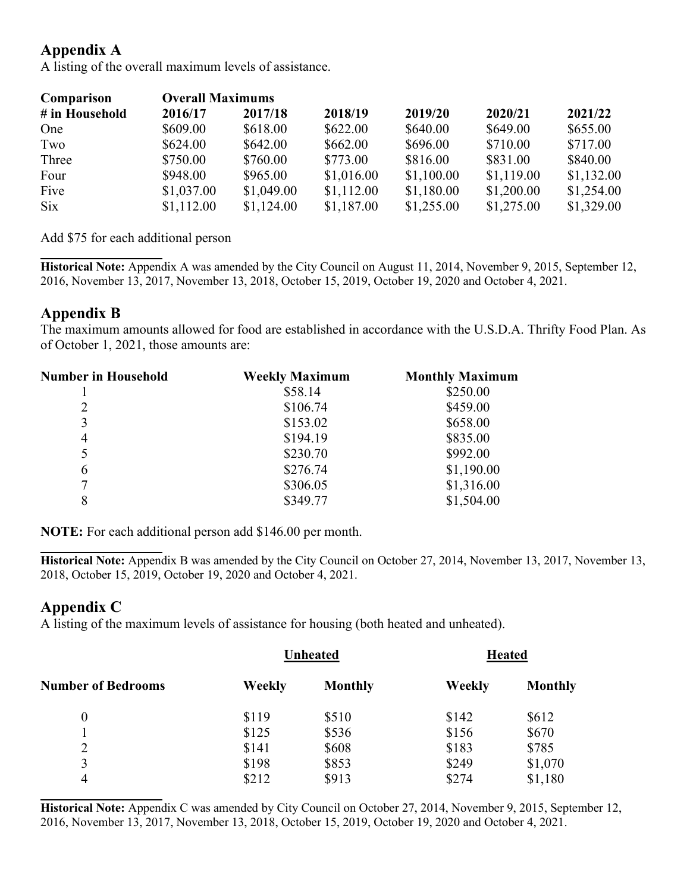## Appendix A

A listing of the overall maximum levels of assistance.

| Comparison | Overall Maximums | | | | | |
|---|---|---|---|---|---|---|
| # in Household | 2016/17 | 2017/18 | 2018/19 | 2019/20 | 2020/21 | 2021/22 |
| One | $609.00 | $618.00 | $622.00 | $640.00 | $649.00 | $655.00 |
| Two | $624.00 | $642.00 | $662.00 | $696.00 | $710.00 | $717.00 |
| Three | $750.00 | $760.00 | $773.00 | $816.00 | $831.00 | $840.00 |
| Four | $948.00 | $965.00 | $1,016.00 | $1,100.00 | $1,119.00 | $1,132.00 |
| Five | $1,037.00 | $1,049.00 | $1,112.00 | $1,180.00 | $1,200.00 | $1,254.00 |
| Six | $1,112.00 | $1,124.00 | $1,187.00 | $1,255.00 | $1,275.00 | $1,329.00 |

Add $75 for each additional person

**Historical Note:** Appendix A was amended by the City Council on August 11, 2014, November 9, 2015, September 12, 2016, November 13, 2017, November 13, 2018, October 15, 2019, October 19, 2020 and October 4, 2021.

## Appendix B

The maximum amounts allowed for food are established in accordance with the U.S.D.A. Thrifty Food Plan. As of October 1, 2021, those amounts are:

| Number in Household | Weekly Maximum | Monthly Maximum |
|---|---|---|
| 1 | $58.14 | $250.00 |
| 2 | $106.74 | $459.00 |
| 3 | $153.02 | $658.00 |
| 4 | $194.19 | $835.00 |
| 5 | $230.70 | $992.00 |
| 6 | $276.74 | $1,190.00 |
| 7 | $306.05 | $1,316.00 |
| 8 | $349.77 | $1,504.00 |

**NOTE:** For each additional person add $146.00 per month.

**Historical Note:** Appendix B was amended by the City Council on October 27, 2014, November 13, 2017, November 13, 2018, October 15, 2019, October 19, 2020 and October 4, 2021.

## Appendix C

A listing of the maximum levels of assistance for housing (both heated and unheated).

| | Unheated | | Heated | |
|---|---|---|---|---|
| Number of Bedrooms | Weekly | Monthly | Weekly | Monthly |
| 0 | $119 | $510 | $142 | $612 |
| 1 | $125 | $536 | $156 | $670 |
| 2 | $141 | $608 | $183 | $785 |
| 3 | $198 | $853 | $249 | $1,070 |
| 4 | $212 | $913 | $274 | $1,180 |

**Historical Note:** Appendix C was amended by City Council on October 27, 2014, November 9, 2015, September 12, 2016, November 13, 2017, November 13, 2018, October 15, 2019, October 19, 2020 and October 4, 2021.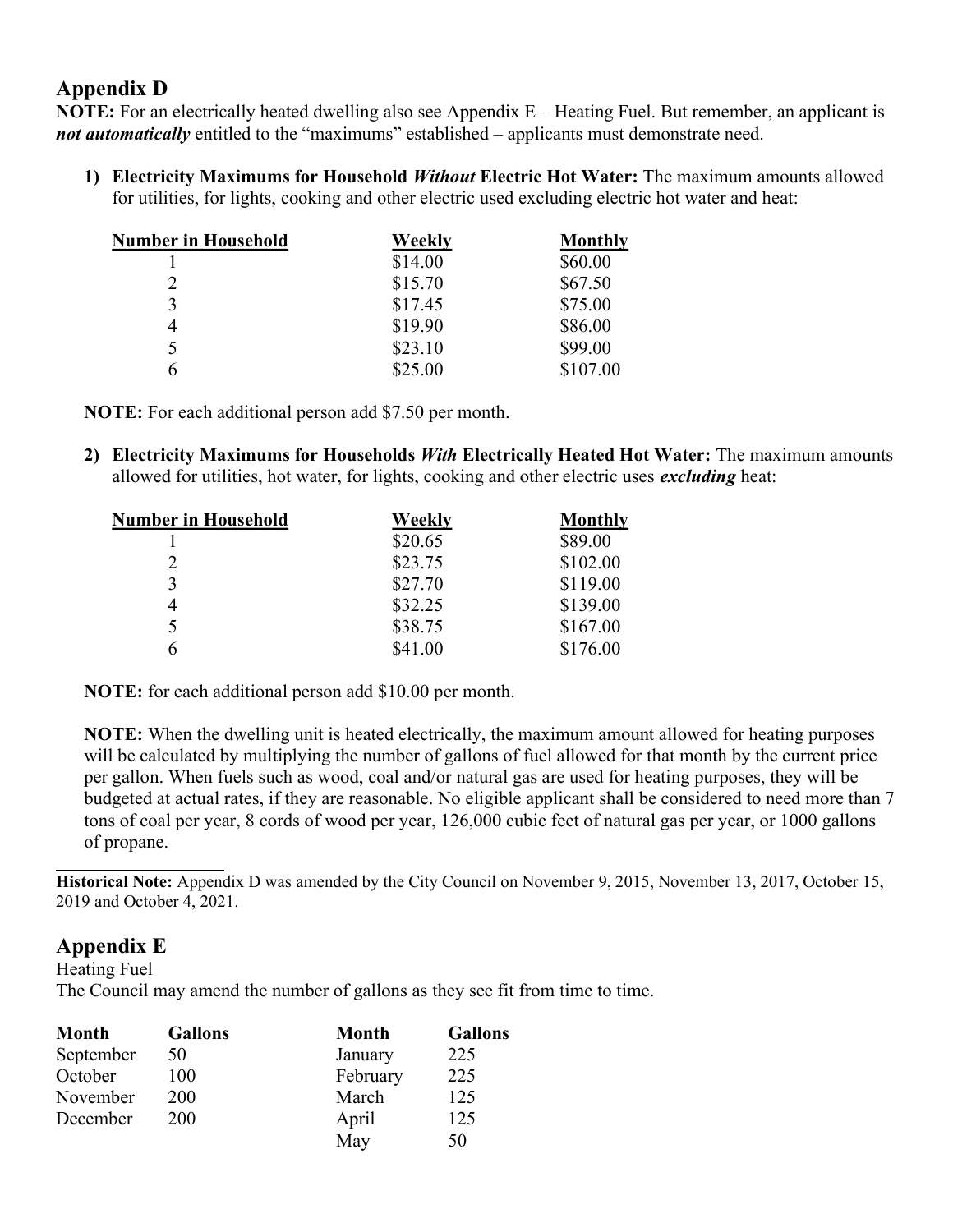## Appendix D

**NOTE:** For an electrically heated dwelling also see Appendix E – Heating Fuel. But remember, an applicant is ***not automatically*** entitled to the "maximums" established – applicants must demonstrate need.

1) **Electricity Maximums for Household *Without* Electric Hot Water:** The maximum amounts allowed for utilities, for lights, cooking and other electric used excluding electric hot water and heat:

| Number in Household | Weekly | Monthly |
|---|---|---|
| 1 | $14.00 | $60.00 |
| 2 | $15.70 | $67.50 |
| 3 | $17.45 | $75.00 |
| 4 | $19.90 | $86.00 |
| 5 | $23.10 | $99.00 |
| 6 | $25.00 | $107.00 |

**NOTE:** For each additional person add $7.50 per month.

2) **Electricity Maximums for Households *With* Electrically Heated Hot Water:** The maximum amounts allowed for utilities, hot water, for lights, cooking and other electric uses ***excluding*** heat:

| Number in Household | Weekly | Monthly |
|---|---|---|
| 1 | $20.65 | $89.00 |
| 2 | $23.75 | $102.00 |
| 3 | $27.70 | $119.00 |
| 4 | $32.25 | $139.00 |
| 5 | $38.75 | $167.00 |
| 6 | $41.00 | $176.00 |

**NOTE:** for each additional person add $10.00 per month.

**NOTE:** When the dwelling unit is heated electrically, the maximum amount allowed for heating purposes will be calculated by multiplying the number of gallons of fuel allowed for that month by the current price per gallon. When fuels such as wood, coal and/or natural gas are used for heating purposes, they will be budgeted at actual rates, if they are reasonable. No eligible applicant shall be considered to need more than 7 tons of coal per year, 8 cords of wood per year, 126,000 cubic feet of natural gas per year, or 1000 gallons of propane.

---

**Historical Note:** Appendix D was amended by the City Council on November 9, 2015, November 13, 2017, October 15, 2019 and October 4, 2021.

## Appendix E

Heating Fuel

The Council may amend the number of gallons as they see fit from time to time.

| Month | Gallons | Month | Gallons |
|---|---|---|---|
| September | 50 | January | 225 |
| October | 100 | February | 225 |
| November | 200 | March | 125 |
| December | 200 | April | 125 |
| | | May | 50 |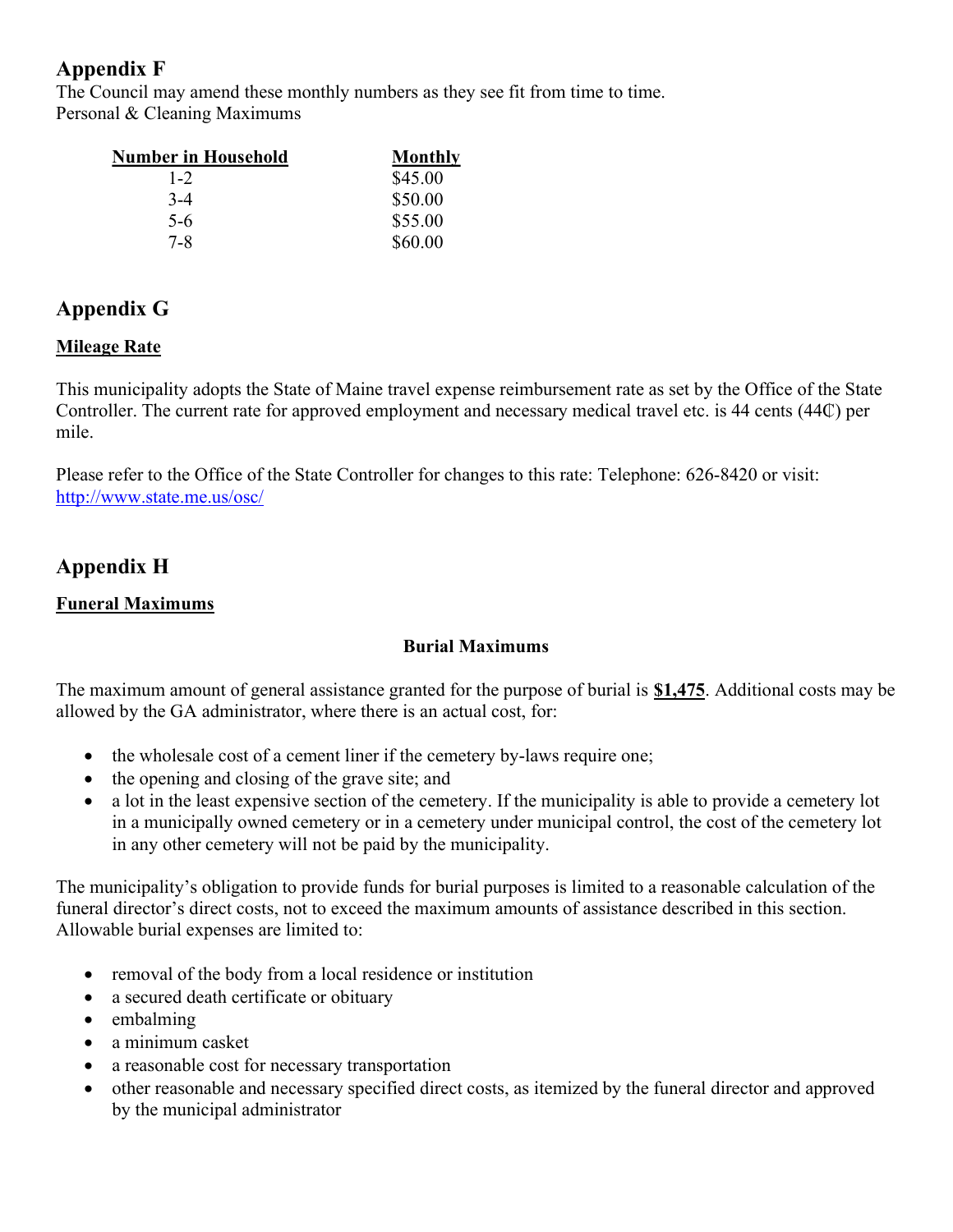## Appendix F

The Council may amend these monthly numbers as they see fit from time to time.
Personal & Cleaning Maximums

| Number in Household | Monthly |
|---|---|
| 1-2 | $45.00 |
| 3-4 | $50.00 |
| 5-6 | $55.00 |
| 7-8 | $60.00 |

## Appendix G

**Mileage Rate**

This municipality adopts the State of Maine travel expense reimbursement rate as set by the Office of the State Controller. The current rate for approved employment and necessary medical travel etc. is 44 cents (44₵) per mile.

Please refer to the Office of the State Controller for changes to this rate: Telephone: 626-8420 or visit: http://www.state.me.us/osc/

## Appendix H

**Funeral Maximums**

**Burial Maximums**

The maximum amount of general assistance granted for the purpose of burial is **$1,475**. Additional costs may be allowed by the GA administrator, where there is an actual cost, for:

- the wholesale cost of a cement liner if the cemetery by-laws require one;
- the opening and closing of the grave site; and
- a lot in the least expensive section of the cemetery. If the municipality is able to provide a cemetery lot in a municipally owned cemetery or in a cemetery under municipal control, the cost of the cemetery lot in any other cemetery will not be paid by the municipality.

The municipality's obligation to provide funds for burial purposes is limited to a reasonable calculation of the funeral director's direct costs, not to exceed the maximum amounts of assistance described in this section. Allowable burial expenses are limited to:

- removal of the body from a local residence or institution
- a secured death certificate or obituary
- embalming
- a minimum casket
- a reasonable cost for necessary transportation
- other reasonable and necessary specified direct costs, as itemized by the funeral director and approved by the municipal administrator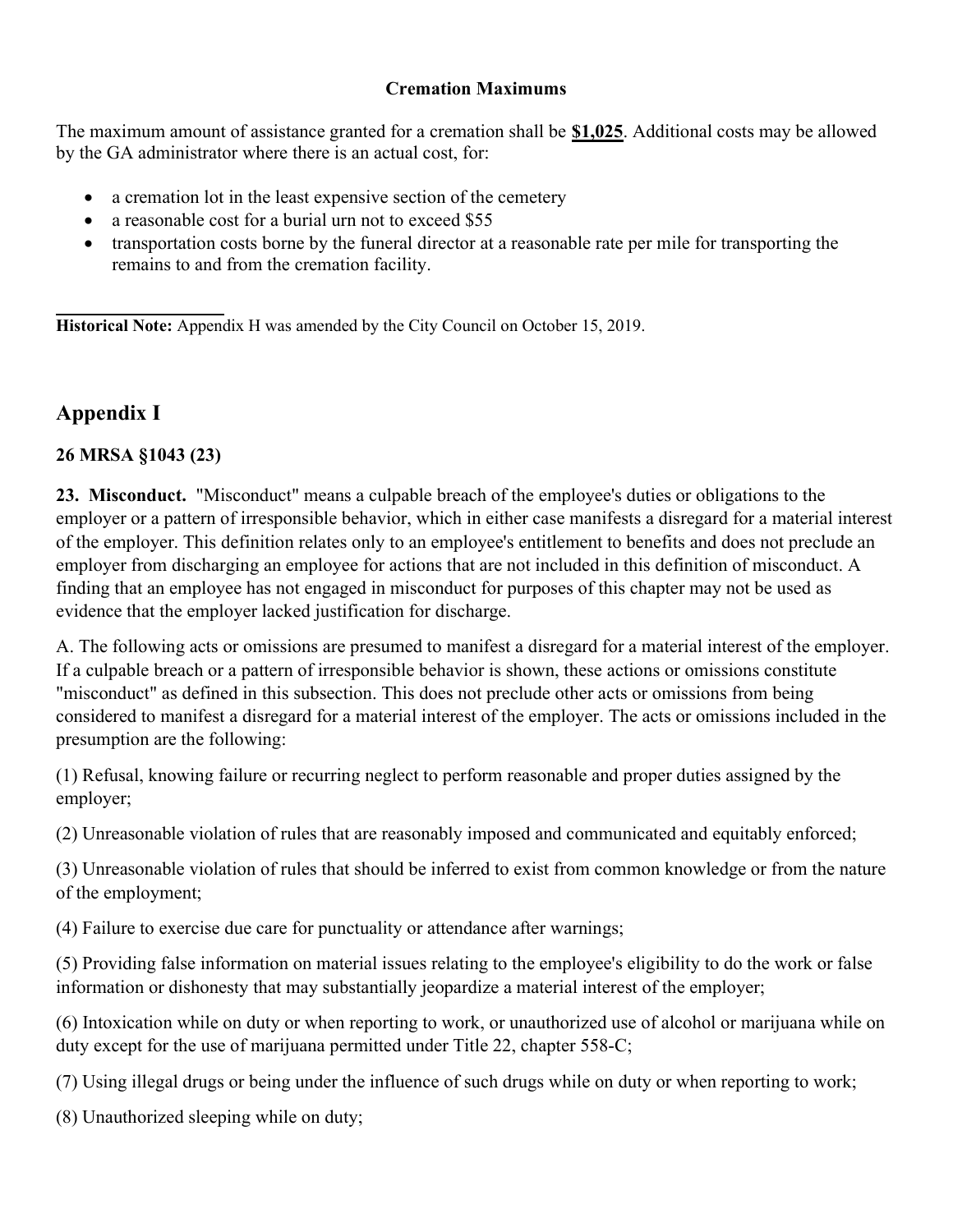**Cremation Maximums**

The maximum amount of assistance granted for a cremation shall be **$1,025**. Additional costs may be allowed by the GA administrator where there is an actual cost, for:

- a cremation lot in the least expensive section of the cemetery
- a reasonable cost for a burial urn not to exceed $55
- transportation costs borne by the funeral director at a reasonable rate per mile for transporting the remains to and from the cremation facility.

---

**Historical Note:** Appendix H was amended by the City Council on October 15, 2019.

## Appendix I

### 26 MRSA §1043 (23)

**23. Misconduct.** "Misconduct" means a culpable breach of the employee's duties or obligations to the employer or a pattern of irresponsible behavior, which in either case manifests a disregard for a material interest of the employer. This definition relates only to an employee's entitlement to benefits and does not preclude an employer from discharging an employee for actions that are not included in this definition of misconduct. A finding that an employee has not engaged in misconduct for purposes of this chapter may not be used as evidence that the employer lacked justification for discharge.

A. The following acts or omissions are presumed to manifest a disregard for a material interest of the employer. If a culpable breach or a pattern of irresponsible behavior is shown, these actions or omissions constitute "misconduct" as defined in this subsection. This does not preclude other acts or omissions from being considered to manifest a disregard for a material interest of the employer. The acts or omissions included in the presumption are the following:

(1) Refusal, knowing failure or recurring neglect to perform reasonable and proper duties assigned by the employer;

(2) Unreasonable violation of rules that are reasonably imposed and communicated and equitably enforced;

(3) Unreasonable violation of rules that should be inferred to exist from common knowledge or from the nature of the employment;

(4) Failure to exercise due care for punctuality or attendance after warnings;

(5) Providing false information on material issues relating to the employee's eligibility to do the work or false information or dishonesty that may substantially jeopardize a material interest of the employer;

(6) Intoxication while on duty or when reporting to work, or unauthorized use of alcohol or marijuana while on duty except for the use of marijuana permitted under Title 22, chapter 558-C;

(7) Using illegal drugs or being under the influence of such drugs while on duty or when reporting to work;

(8) Unauthorized sleeping while on duty;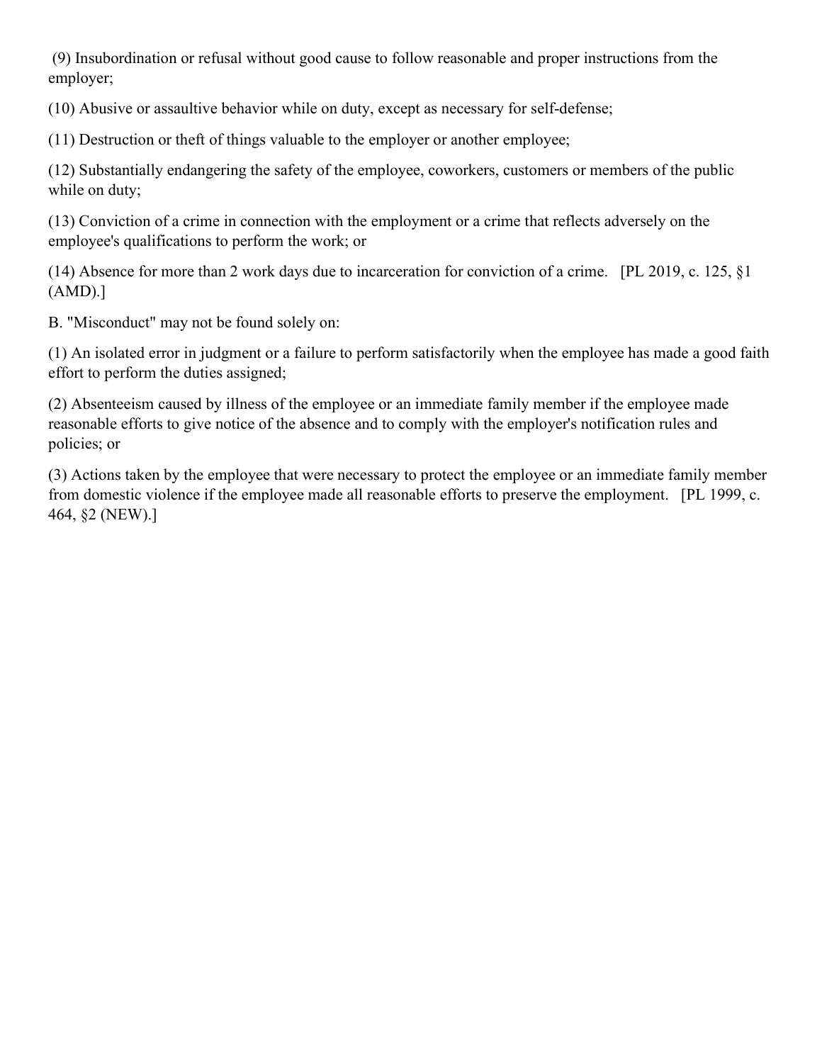(9) Insubordination or refusal without good cause to follow reasonable and proper instructions from the employer;

(10) Abusive or assaultive behavior while on duty, except as necessary for self-defense;

(11) Destruction or theft of things valuable to the employer or another employee;

(12) Substantially endangering the safety of the employee, coworkers, customers or members of the public while on duty;

(13) Conviction of a crime in connection with the employment or a crime that reflects adversely on the employee's qualifications to perform the work; or

(14) Absence for more than 2 work days due to incarceration for conviction of a crime. [PL 2019, c. 125, §1 (AMD).]

B. "Misconduct" may not be found solely on:

(1) An isolated error in judgment or a failure to perform satisfactorily when the employee has made a good faith effort to perform the duties assigned;

(2) Absenteeism caused by illness of the employee or an immediate family member if the employee made reasonable efforts to give notice of the absence and to comply with the employer's notification rules and policies; or

(3) Actions taken by the employee that were necessary to protect the employee or an immediate family member from domestic violence if the employee made all reasonable efforts to preserve the employment. [PL 1999, c. 464, §2 (NEW).]